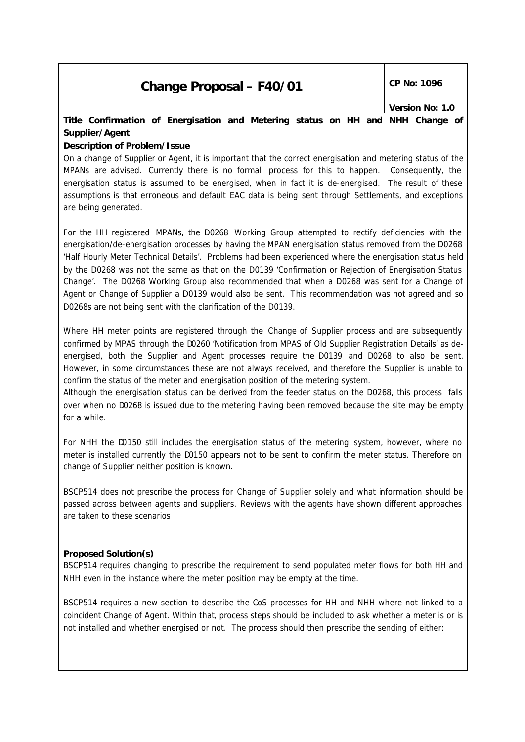# Change Proposal – F40/01

**CP No: 1096**

**Version No: 1.0**

**Title Confirmation of Energisation and Metering status on HH and NHH Change of Supplier/Agent**

**Description of Problem/Issue**

On a change of Supplier or Agent, it is important that the correct energisation and metering status of the MPANs are advised. Currently there is no formal process for this to happen. Consequently, the energisation status is assumed to be energised, when in fact it is de-energised. The result of these assumptions is that erroneous and default EAC data is being sent through Settlements, and exceptions are being generated.

For the HH registered MPANs, the D0268 Working Group attempted to rectify deficiencies with the energisation/de-energisation processes by having the MPAN energisation status removed from the D0268 'Half Hourly Meter Technical Details'. Problems had been experienced where the energisation status held by the D0268 was not the same as that on the D0139 'Confirmation or Rejection of Energisation Status Change'. The D0268 Working Group also recommended that when a D0268 was sent for a Change of Agent or Change of Supplier a D0139 would also be sent. This recommendation was not agreed and so D0268s are not being sent with the clarification of the D0139.

Where HH meter points are registered through the Change of Supplier process and are subsequently confirmed by MPAS through the D0260 'Notification from MPAS of Old Supplier Registration Details' as de-energised, both the Supplier and Agent processes require the D0139 and D0268 to also be sent. However, in some circumstances these are not always received, and therefore the Supplier is unable to confirm the status of the meter and energisation position of the metering system.

Although the energisation status can be derived from the feeder status on the D0268, this process falls over when no D0268 is issued due to the metering having been removed because the site may be empty for a while.

For NHH the D0150 still includes the energisation status of the metering system, however, where no meter is installed currently the D0150 appears not to be sent to confirm the meter status. Therefore on change of Supplier neither position is known.

BSCP514 does not prescribe the process for Change of Supplier solely and what information should be passed across between agents and suppliers. Reviews with the agents have shown different approaches are taken to these scenarios

**Proposed Solution(s)**

BSCP514 requires changing to prescribe the requirement to send populated meter flows for both HH and NHH even in the instance where the meter position may be empty at the time.

BSCP514 requires a new section to describe the CoS processes for HH and NHH where not linked to a coincident Change of Agent. Within that, process steps should be included to ask whether a meter is or is not installed and whether energised or not. The process should then prescribe the sending of either: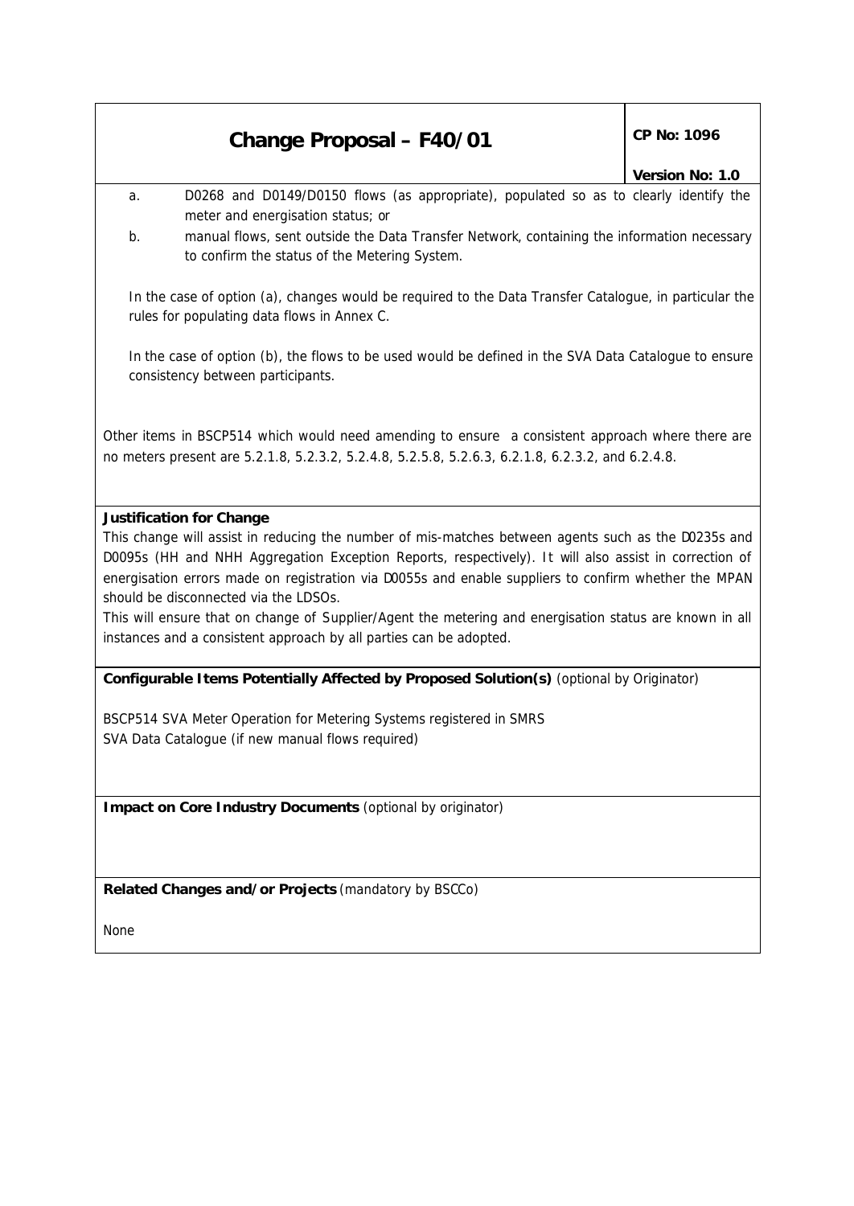a. D0268 and D0149/D0150 flows (as appropriate), populated so as to clearly identify the meter and energisation status; or

b. manual flows, sent outside the Data Transfer Network, containing the information necessary to confirm the status of the Metering System.

In the case of option (a), changes would be required to the Data Transfer Catalogue, in particular the rules for populating data flows in Annex C.

In the case of option (b), the flows to be used would be defined in the SVA Data Catalogue to ensure consistency between participants.

Other items in BSCP514 which would need amending to ensure a consistent approach where there are no meters present are 5.2.1.8, 5.2.3.2, 5.2.4.8, 5.2.5.8, 5.2.6.3, 6.2.1.8, 6.2.3.2, and 6.2.4.8.

**Justification for Change**

This change will assist in reducing the number of mis-matches between agents such as the D0235s and D0095s (HH and NHH Aggregation Exception Reports, respectively). It will also assist in correction of energisation errors made on registration via D0055s and enable suppliers to confirm whether the MPAN should be disconnected via the LDSOs.

This will ensure that on change of Supplier/Agent the metering and energisation status are known in all instances and a consistent approach by all parties can be adopted.

**Configurable Items Potentially Affected by Proposed Solution(s)** (optional by Originator)

BSCP514 SVA Meter Operation for Metering Systems registered in SMRS

SVA Data Catalogue (if new manual flows required)

**Impact on Core Industry Documents** (optional by originator)

**Related Changes and/or Projects** (mandatory by BSCCo)

None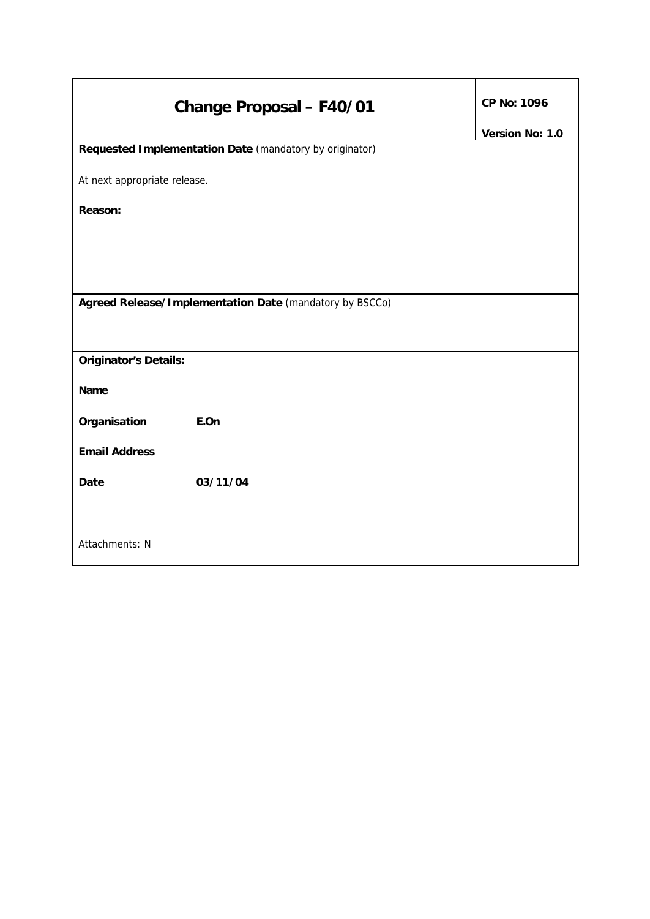| Change Proposal – F40/01 | CP No: 1096<br><br>Version No: 1.0 |
|---|---|

**Requested Implementation Date** (mandatory by originator)

At next appropriate release.

**Reason:**

**Agreed Release/Implementation Date** (mandatory by BSCCo)

**Originator's Details:**

| | |
|---|---|
| **Name** | |
| **Organisation** | **E.On** |
| **Email Address** | |
| **Date** | **03/11/04** |

Attachments: N